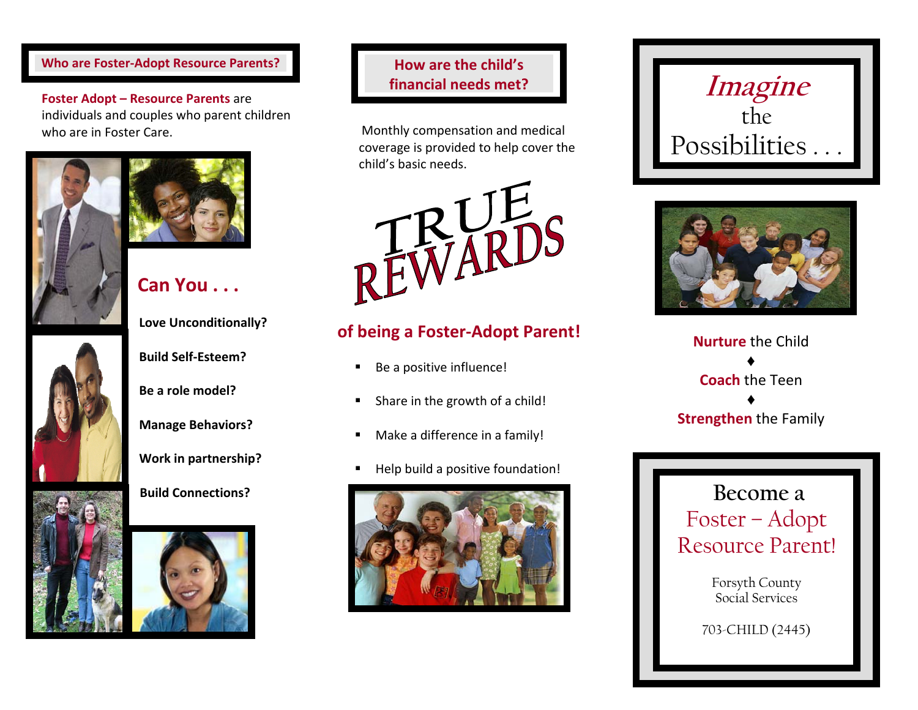## Who are Foster-Adopt Resource Parents?

**Foster Adopt – Resource Parents** are individuals and couples who parent children who are in Foster Care.

## Can You . . .

**Love Unconditionally?**

**Build Self-Esteem?**

**Be a role model?**

**Manage Behaviors?**

**Work in partnership?**

**Build Connections?**

## How are the child's financial needs met?

Monthly compensation and medical coverage is provided to help cover the child's basic needs.

# TRUE REWARDS

## of being a Foster-Adopt Parent!

- Be a positive influence!
- Share in the growth of a child!
- Make a difference in a family!
- Help build a positive foundation!

# *Imagine* the Possibilities . . .

**Nurture** the Child
♦
**Coach** the Teen
♦
**Strengthen** the Family

## Become a Foster – Adopt Resource Parent!

Forsyth County
Social Services

703-CHILD (2445)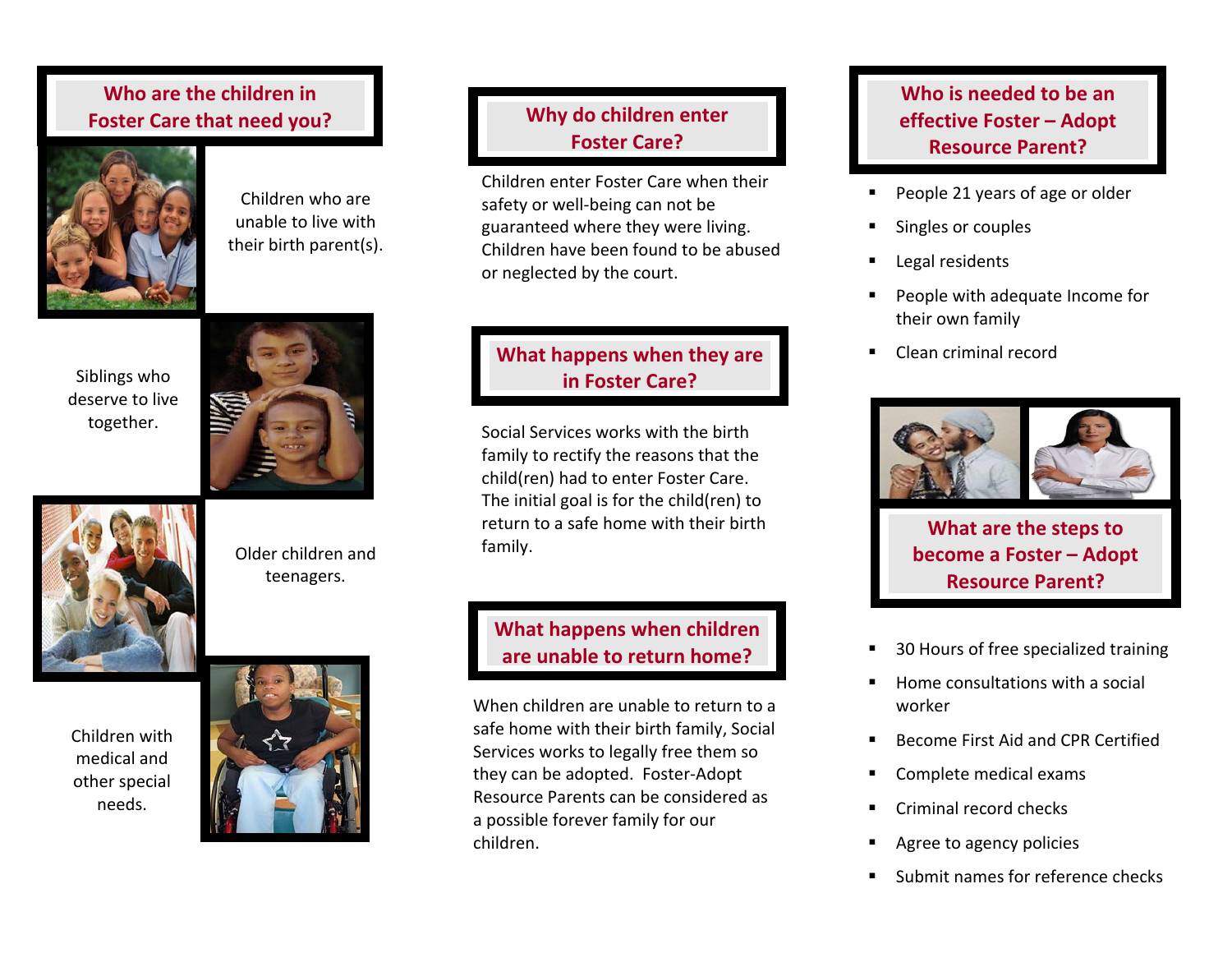## Who are the children in Foster Care that need you?

Children who are unable to live with their birth parent(s).

Siblings who deserve to live together.

Older children and teenagers.

Children with medical and other special needs.

## Why do children enter Foster Care?

Children enter Foster Care when their safety or well-being can not be guaranteed where they were living. Children have been found to be abused or neglected by the court.

## What happens when they are in Foster Care?

Social Services works with the birth family to rectify the reasons that the child(ren) had to enter Foster Care. The initial goal is for the child(ren) to return to a safe home with their birth family.

## What happens when children are unable to return home?

When children are unable to return to a safe home with their birth family, Social Services works to legally free them so they can be adopted. Foster-Adopt Resource Parents can be considered as a possible forever family for our children.

## Who is needed to be an effective Foster – Adopt Resource Parent?

- People 21 years of age or older
- Singles or couples
- Legal residents
- People with adequate Income for their own family
- Clean criminal record

## What are the steps to become a Foster – Adopt Resource Parent?

- 30 Hours of free specialized training
- Home consultations with a social worker
- Become First Aid and CPR Certified
- Complete medical exams
- Criminal record checks
- Agree to agency policies
- Submit names for reference checks